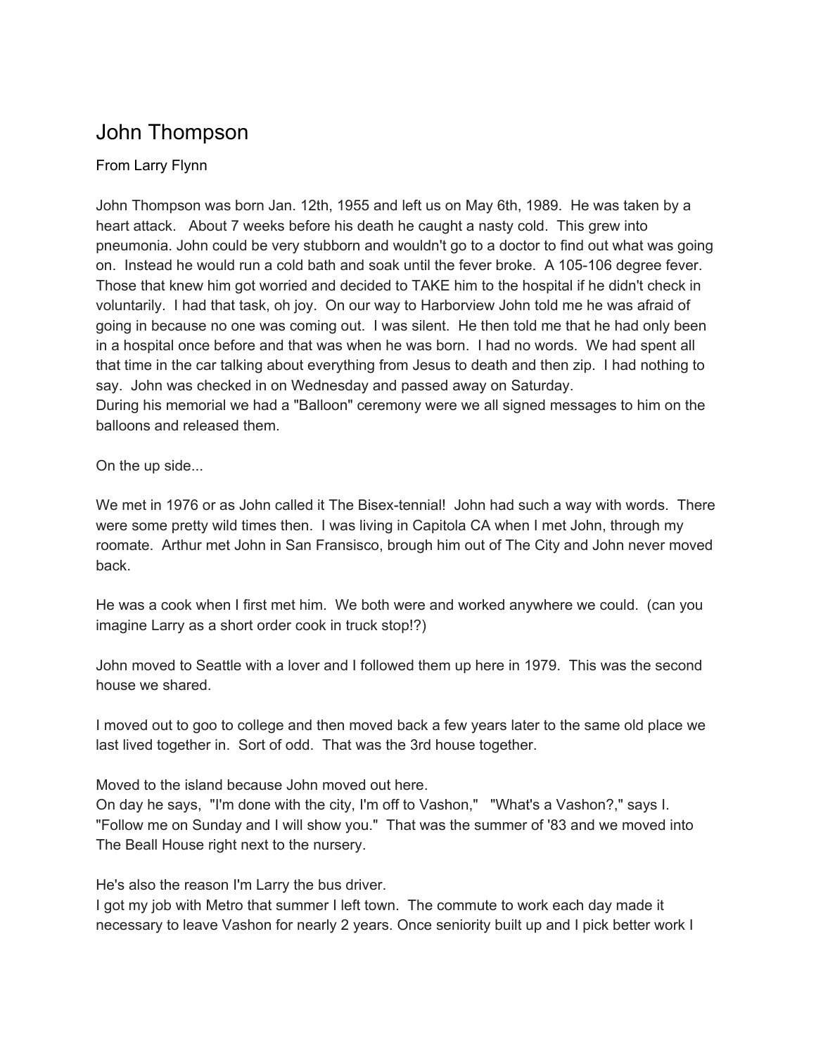# John Thompson

From Larry Flynn

John Thompson was born Jan. 12th, 1955 and left us on May 6th, 1989. He was taken by a heart attack. About 7 weeks before his death he caught a nasty cold. This grew into pneumonia. John could be very stubborn and wouldn't go to a doctor to find out what was going on. Instead he would run a cold bath and soak until the fever broke. A 105-106 degree fever. Those that knew him got worried and decided to TAKE him to the hospital if he didn't check in voluntarily. I had that task, oh joy. On our way to Harborview John told me he was afraid of going in because no one was coming out. I was silent. He then told me that he had only been in a hospital once before and that was when he was born. I had no words. We had spent all that time in the car talking about everything from Jesus to death and then zip. I had nothing to say. John was checked in on Wednesday and passed away on Saturday.
During his memorial we had a "Balloon" ceremony were we all signed messages to him on the balloons and released them.

On the up side...

We met in 1976 or as John called it The Bisex-tennial! John had such a way with words. There were some pretty wild times then. I was living in Capitola CA when I met John, through my roomate. Arthur met John in San Fransisco, brough him out of The City and John never moved back.

He was a cook when I first met him. We both were and worked anywhere we could. (can you imagine Larry as a short order cook in truck stop!?)

John moved to Seattle with a lover and I followed them up here in 1979. This was the second house we shared.

I moved out to goo to college and then moved back a few years later to the same old place we last lived together in. Sort of odd. That was the 3rd house together.

Moved to the island because John moved out here.
On day he says, "I'm done with the city, I'm off to Vashon," "What's a Vashon?," says I. "Follow me on Sunday and I will show you." That was the summer of '83 and we moved into The Beall House right next to the nursery.

He's also the reason I'm Larry the bus driver.
I got my job with Metro that summer I left town. The commute to work each day made it necessary to leave Vashon for nearly 2 years. Once seniority built up and I pick better work I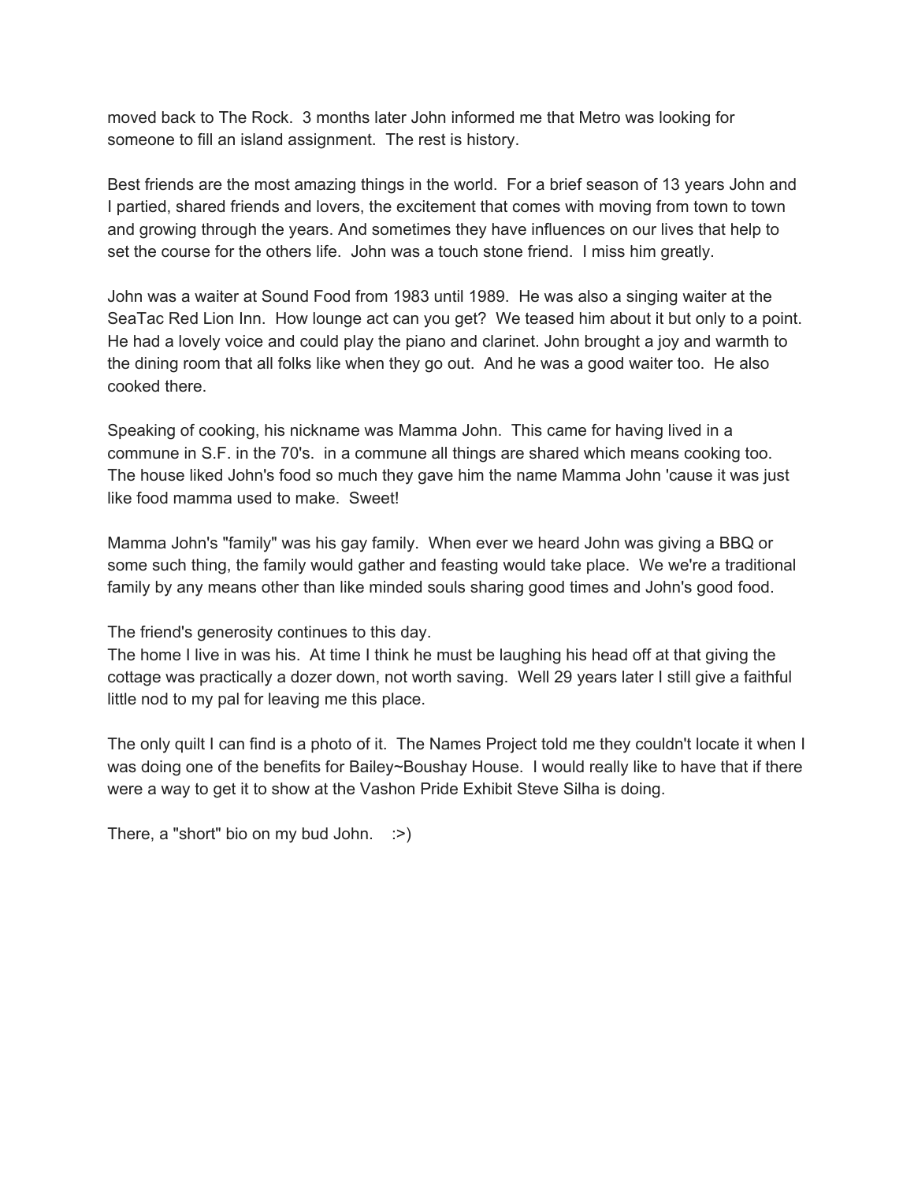moved back to The Rock. 3 months later John informed me that Metro was looking for someone to fill an island assignment. The rest is history.

Best friends are the most amazing things in the world. For a brief season of 13 years John and I partied, shared friends and lovers, the excitement that comes with moving from town to town and growing through the years. And sometimes they have influences on our lives that help to set the course for the others life. John was a touch stone friend. I miss him greatly.

John was a waiter at Sound Food from 1983 until 1989. He was also a singing waiter at the SeaTac Red Lion Inn. How lounge act can you get? We teased him about it but only to a point. He had a lovely voice and could play the piano and clarinet. John brought a joy and warmth to the dining room that all folks like when they go out. And he was a good waiter too. He also cooked there.

Speaking of cooking, his nickname was Mamma John. This came for having lived in a commune in S.F. in the 70's. in a commune all things are shared which means cooking too. The house liked John's food so much they gave him the name Mamma John 'cause it was just like food mamma used to make. Sweet!

Mamma John's "family" was his gay family. When ever we heard John was giving a BBQ or some such thing, the family would gather and feasting would take place. We we're a traditional family by any means other than like minded souls sharing good times and John's good food.

The friend's generosity continues to this day.
The home I live in was his. At time I think he must be laughing his head off at that giving the cottage was practically a dozer down, not worth saving. Well 29 years later I still give a faithful little nod to my pal for leaving me this place.

The only quilt I can find is a photo of it. The Names Project told me they couldn't locate it when I was doing one of the benefits for Bailey~Boushay House. I would really like to have that if there were a way to get it to show at the Vashon Pride Exhibit Steve Silha is doing.

There, a "short" bio on my bud John. :>)